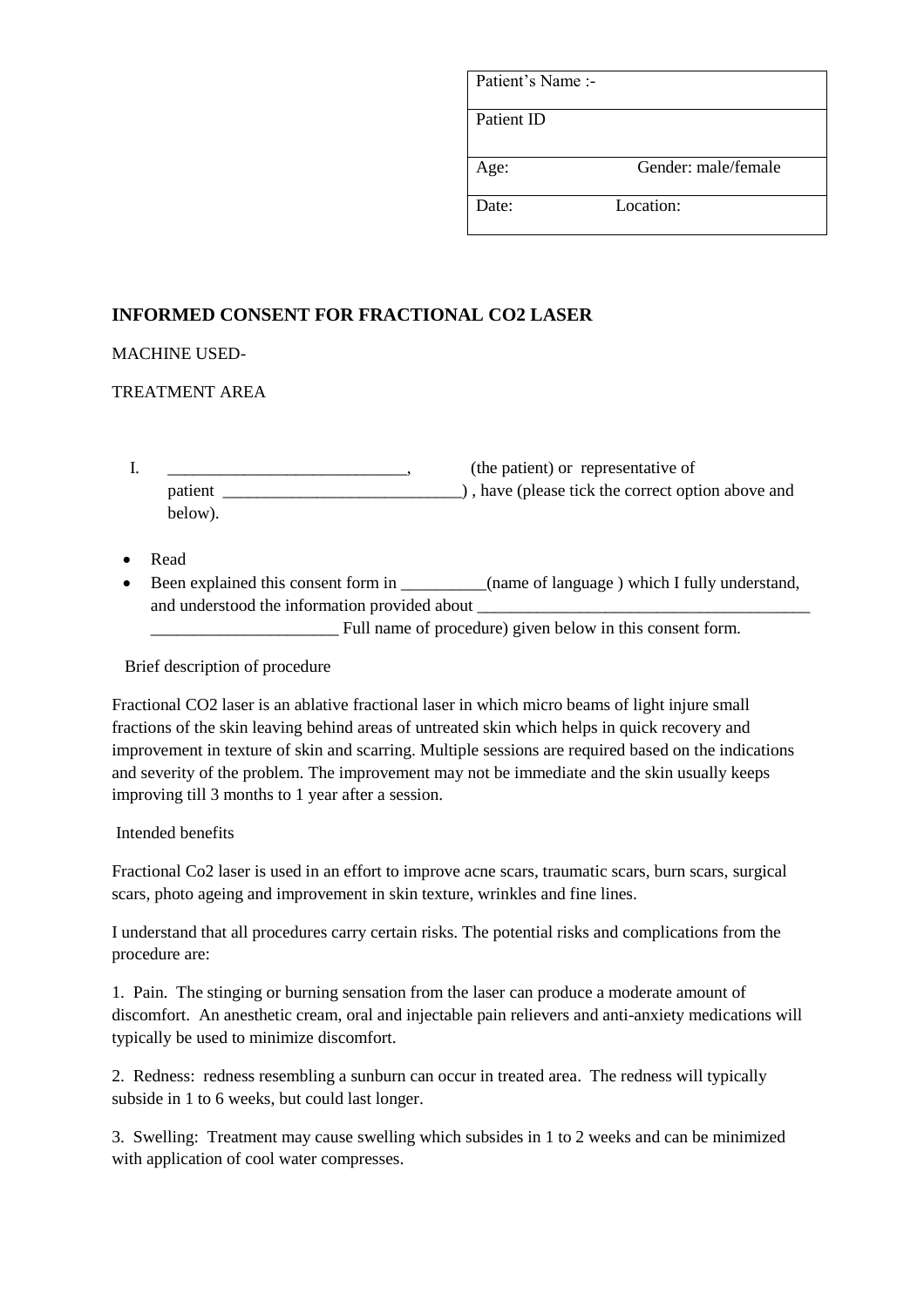| Patient's Name :- | |
|---|---|
| Patient ID | |
| Age: | Gender: male/female |
| Date: | Location: |

**INFORMED CONSENT FOR FRACTIONAL CO2 LASER**

MACHINE USED-

TREATMENT AREA

I. ____________________________, (the patient) or representative of patient ____________________________) , have (please tick the correct option above and below).

- Read
- Been explained this consent form in __________(name of language ) which I fully understand, and understood the information provided about ________________________________________ ______________________ Full name of procedure) given below in this consent form.

Brief description of procedure

Fractional CO2 laser is an ablative fractional laser in which micro beams of light injure small fractions of the skin leaving behind areas of untreated skin which helps in quick recovery and improvement in texture of skin and scarring. Multiple sessions are required based on the indications and severity of the problem. The improvement may not be immediate and the skin usually keeps improving till 3 months to 1 year after a session.

Intended benefits

Fractional Co2 laser is used in an effort to improve acne scars, traumatic scars, burn scars, surgical scars, photo ageing and improvement in skin texture, wrinkles and fine lines.

I understand that all procedures carry certain risks. The potential risks and complications from the procedure are:

1. Pain. The stinging or burning sensation from the laser can produce a moderate amount of discomfort. An anesthetic cream, oral and injectable pain relievers and anti-anxiety medications will typically be used to minimize discomfort.

2. Redness: redness resembling a sunburn can occur in treated area. The redness will typically subside in 1 to 6 weeks, but could last longer.

3. Swelling: Treatment may cause swelling which subsides in 1 to 2 weeks and can be minimized with application of cool water compresses.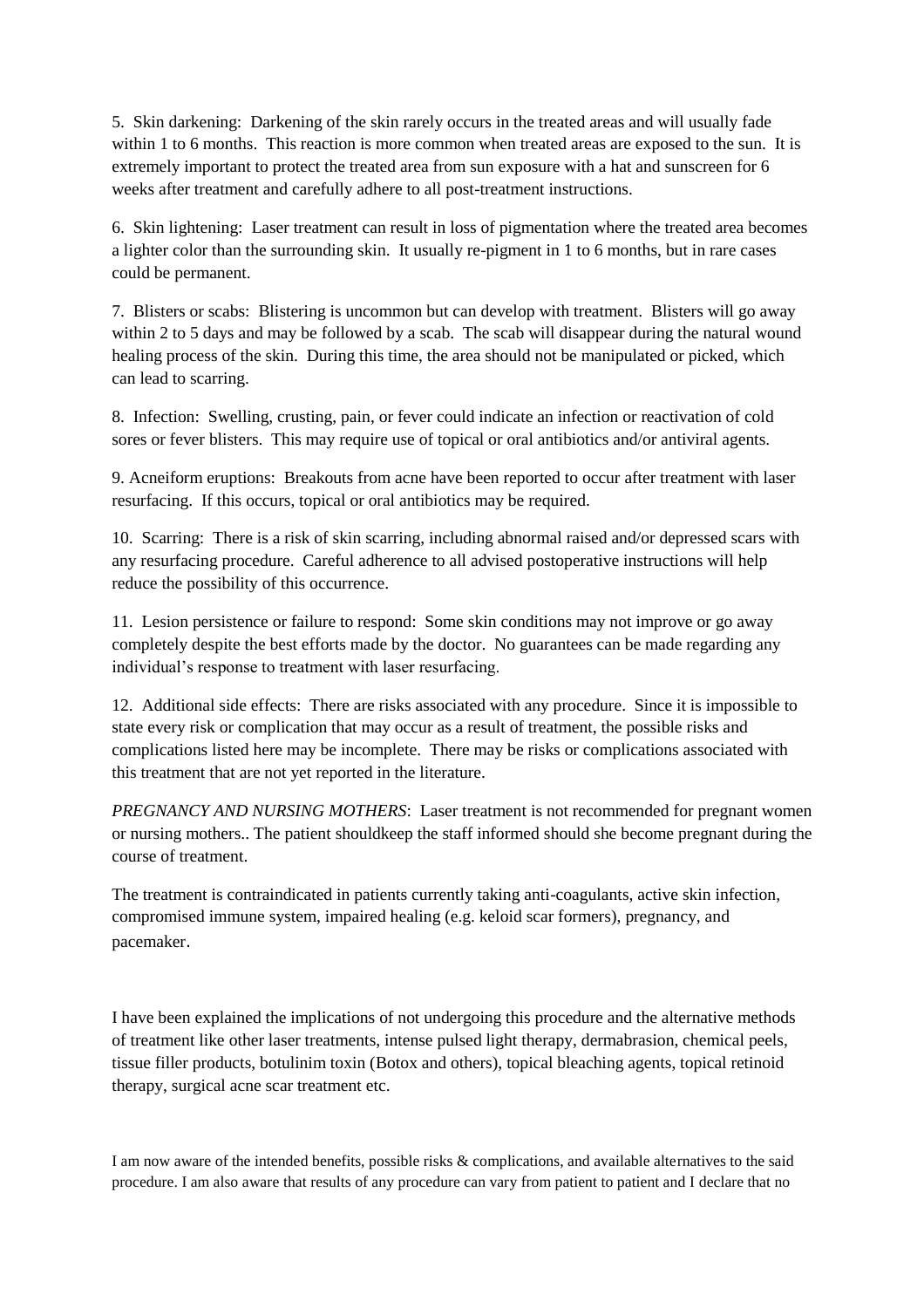5. Skin darkening: Darkening of the skin rarely occurs in the treated areas and will usually fade within 1 to 6 months. This reaction is more common when treated areas are exposed to the sun. It is extremely important to protect the treated area from sun exposure with a hat and sunscreen for 6 weeks after treatment and carefully adhere to all post-treatment instructions.

6. Skin lightening: Laser treatment can result in loss of pigmentation where the treated area becomes a lighter color than the surrounding skin. It usually re-pigment in 1 to 6 months, but in rare cases could be permanent.

7. Blisters or scabs: Blistering is uncommon but can develop with treatment. Blisters will go away within 2 to 5 days and may be followed by a scab. The scab will disappear during the natural wound healing process of the skin. During this time, the area should not be manipulated or picked, which can lead to scarring.

8. Infection: Swelling, crusting, pain, or fever could indicate an infection or reactivation of cold sores or fever blisters. This may require use of topical or oral antibiotics and/or antiviral agents.

9. Acneiform eruptions: Breakouts from acne have been reported to occur after treatment with laser resurfacing. If this occurs, topical or oral antibiotics may be required.

10. Scarring: There is a risk of skin scarring, including abnormal raised and/or depressed scars with any resurfacing procedure. Careful adherence to all advised postoperative instructions will help reduce the possibility of this occurrence.

11. Lesion persistence or failure to respond: Some skin conditions may not improve or go away completely despite the best efforts made by the doctor. No guarantees can be made regarding any individual's response to treatment with laser resurfacing.

12. Additional side effects: There are risks associated with any procedure. Since it is impossible to state every risk or complication that may occur as a result of treatment, the possible risks and complications listed here may be incomplete. There may be risks or complications associated with this treatment that are not yet reported in the literature.

*PREGNANCY AND NURSING MOTHERS*: Laser treatment is not recommended for pregnant women or nursing mothers.. The patient shouldkeep the staff informed should she become pregnant during the course of treatment.

The treatment is contraindicated in patients currently taking anti-coagulants, active skin infection, compromised immune system, impaired healing (e.g. keloid scar formers), pregnancy, and pacemaker.

I have been explained the implications of not undergoing this procedure and the alternative methods of treatment like other laser treatments, intense pulsed light therapy, dermabrasion, chemical peels, tissue filler products, botulinim toxin (Botox and others), topical bleaching agents, topical retinoid therapy, surgical acne scar treatment etc.

I am now aware of the intended benefits, possible risks & complications, and available alternatives to the said procedure. I am also aware that results of any procedure can vary from patient to patient and I declare that no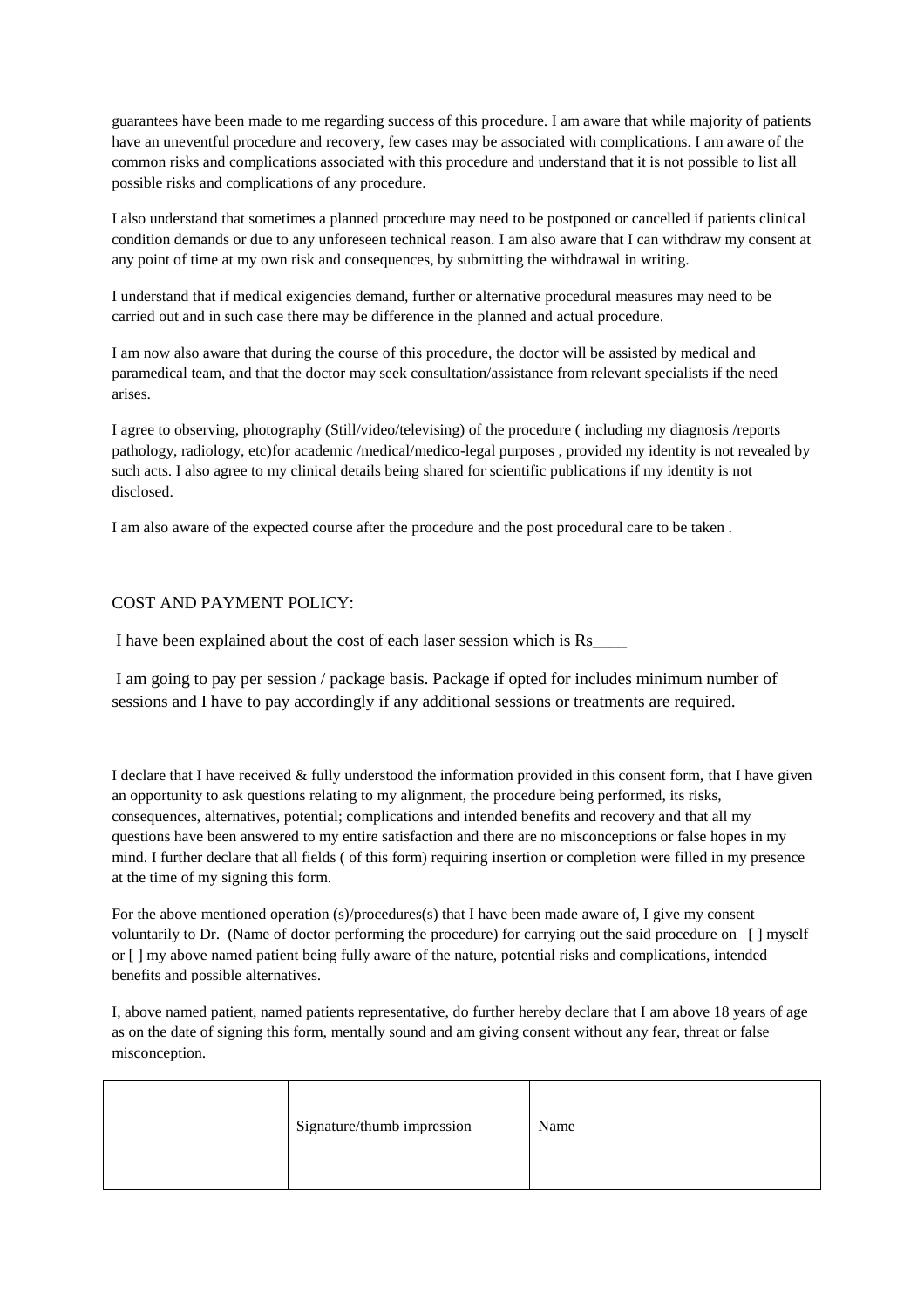guarantees have been made to me regarding success of this procedure. I am aware that while majority of patients have an uneventful procedure and recovery, few cases may be associated with complications. I am aware of the common risks and complications associated with this procedure and understand that it is not possible to list all possible risks and complications of any procedure.

I also understand that sometimes a planned procedure may need to be postponed or cancelled if patients clinical condition demands or due to any unforeseen technical reason. I am also aware that I can withdraw my consent at any point of time at my own risk and consequences, by submitting the withdrawal in writing.

I understand that if medical exigencies demand, further or alternative procedural measures may need to be carried out and in such case there may be difference in the planned and actual procedure.

I am now also aware that during the course of this procedure, the doctor will be assisted by medical and paramedical team, and that the doctor may seek consultation/assistance from relevant specialists if the need arises.

I agree to observing, photography (Still/video/televising) of the procedure ( including my diagnosis /reports pathology, radiology, etc)for academic /medical/medico-legal purposes , provided my identity is not revealed by such acts. I also agree to my clinical details being shared for scientific publications if my identity is not disclosed.

I am also aware of the expected course after the procedure and the post procedural care to be taken .

COST AND PAYMENT POLICY:

I have been explained about the cost of each laser session which is Rs____

I am going to pay per session / package basis. Package if opted for includes minimum number of sessions and I have to pay accordingly if any additional sessions or treatments are required.

I declare that I have received & fully understood the information provided in this consent form, that I have given an opportunity to ask questions relating to my alignment, the procedure being performed, its risks, consequences, alternatives, potential; complications and intended benefits and recovery and that all my questions have been answered to my entire satisfaction and there are no misconceptions or false hopes in my mind. I further declare that all fields ( of this form) requiring insertion or completion were filled in my presence at the time of my signing this form.

For the above mentioned operation (s)/procedures(s) that I have been made aware of, I give my consent voluntarily to Dr. (Name of doctor performing the procedure) for carrying out the said procedure on [ ] myself or [ ] my above named patient being fully aware of the nature, potential risks and complications, intended benefits and possible alternatives.

I, above named patient, named patients representative, do further hereby declare that I am above 18 years of age as on the date of signing this form, mentally sound and am giving consent without any fear, threat or false misconception.

| | Signature/thumb impression | Name |
|---|---|---|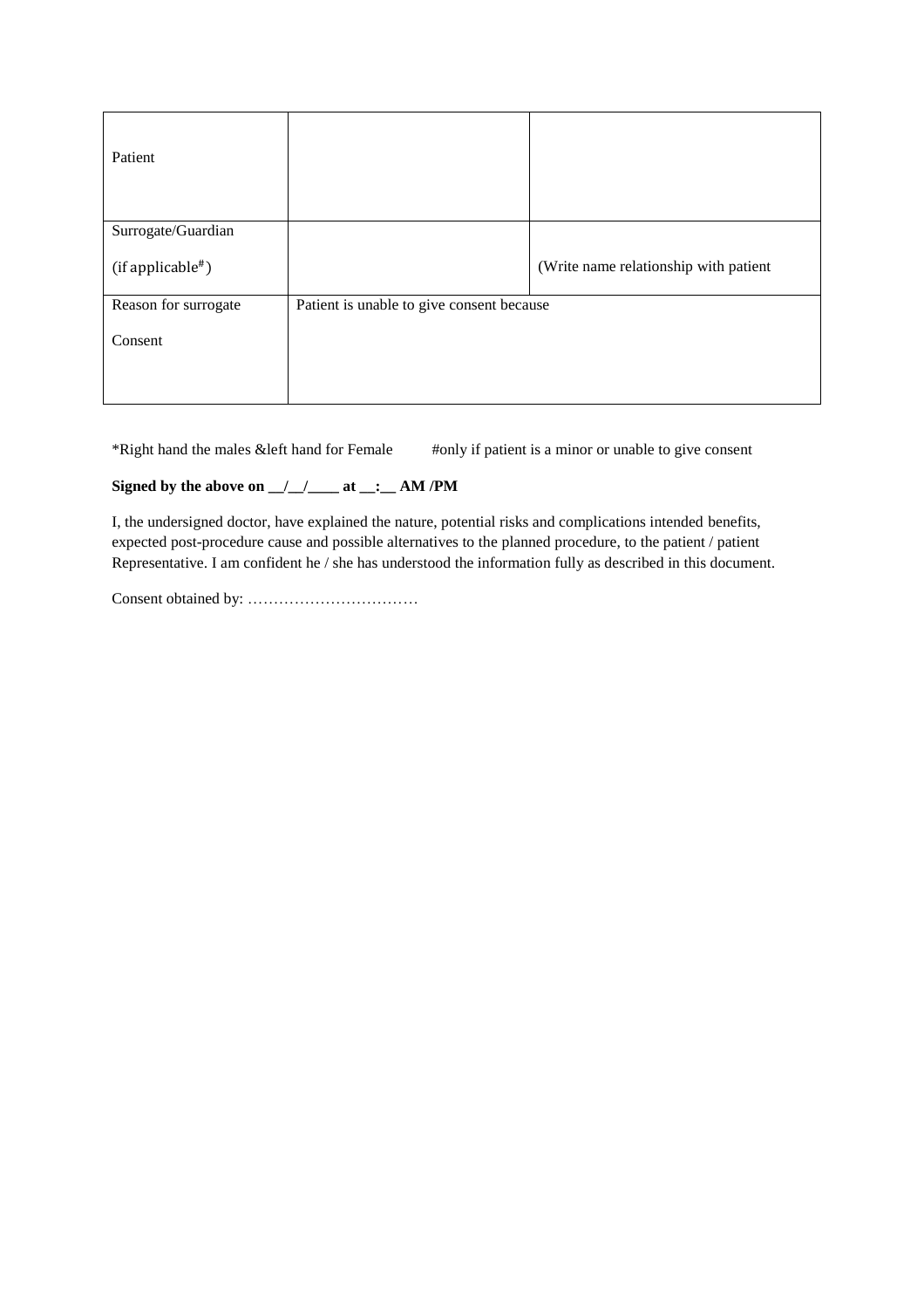| | | |
|---|---|---|
| Patient | | |
| Surrogate/Guardian<br><br>(if applicable#) | | (Write name relationship with patient |
| Reason for surrogate<br><br>Consent | Patient is unable to give consent because | |

*Right hand the males &left hand for Female      #only if patient is a minor or unable to give consent

**Signed by the above on __/__/____ at __:__ AM /PM**

I, the undersigned doctor, have explained the nature, potential risks and complications intended benefits, expected post-procedure cause and possible alternatives to the planned procedure, to the patient / patient Representative. I am confident he / she has understood the information fully as described in this document.

Consent obtained by: ……………………………